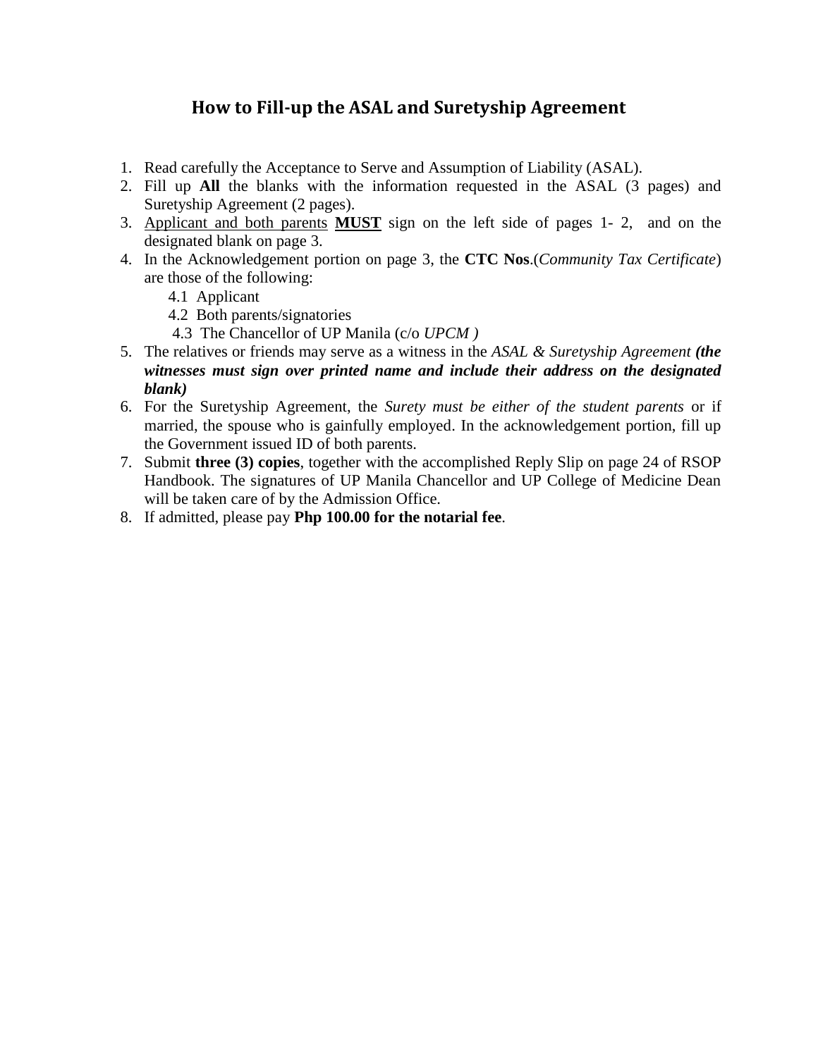## How to Fill-up the ASAL and Suretyship Agreement

1. Read carefully the Acceptance to Serve and Assumption of Liability (ASAL).
2. Fill up **All** the blanks with the information requested in the ASAL (3 pages) and Suretyship Agreement (2 pages).
3. <u>Applicant and both parents</u> **<u>MUST</u>** sign on the left side of pages 1- 2, and on the designated blank on page 3.
4. In the Acknowledgement portion on page 3, the **CTC Nos**.(*Community Tax Certificate*) are those of the following:
   - 4.1 Applicant
   - 4.2 Both parents/signatories
   - 4.3 The Chancellor of UP Manila (c/o *UPCM )*
5. The relatives or friends may serve as a witness in the *ASAL & Suretyship Agreement* ***(the witnesses must sign over printed name and include their address on the designated blank)***
6. For the Suretyship Agreement, the *Surety must be either of the student parents* or if married, the spouse who is gainfully employed. In the acknowledgement portion, fill up the Government issued ID of both parents.
7. Submit **three (3) copies**, together with the accomplished Reply Slip on page 24 of RSOP Handbook. The signatures of UP Manila Chancellor and UP College of Medicine Dean will be taken care of by the Admission Office.
8. If admitted, please pay **Php 100.00 for the notarial fee**.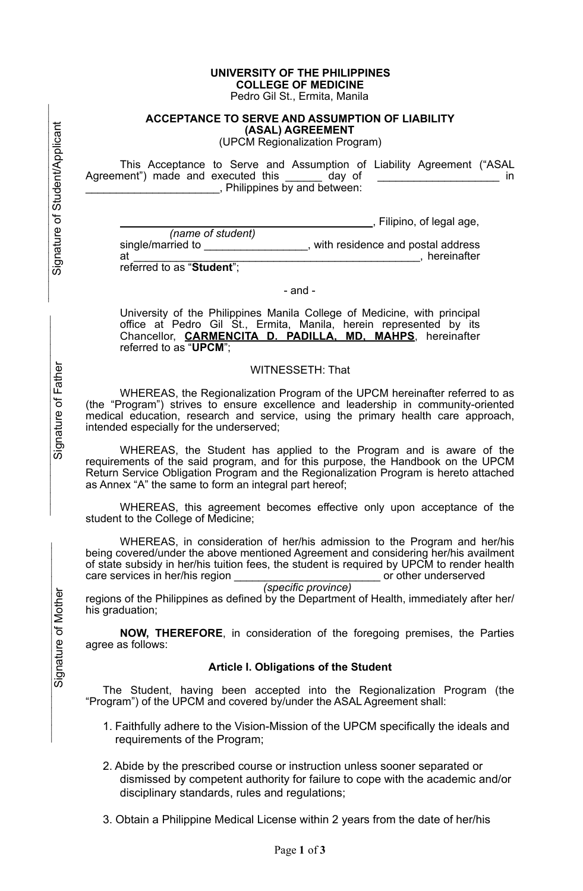**UNIVERSITY OF THE PHILIPPINES**
**COLLEGE OF MEDICINE**
Pedro Gil St., Ermita, Manila

**ACCEPTANCE TO SERVE AND ASSUMPTION OF LIABILITY (ASAL) AGREEMENT**
(UPCM Regionalization Program)

Signature of Student/Applicant

Signature of Father

Signature of Mother

This Acceptance to Serve and Assumption of Liability Agreement ("ASAL Agreement") made and executed this ______ day of ____________________ in ______________________, Philippines by and between:

_____________________________________________, Filipino, of legal age,
*(name of student)*
single/married to _________________, with residence and postal address at _______________________________________________, hereinafter referred to as "**Student**";

- and -

University of the Philippines Manila College of Medicine, with principal office at Pedro Gil St., Ermita, Manila, herein represented by its Chancellor, **CARMENCITA D. PADILLA, MD, MAHPS**, hereinafter referred to as "**UPCM**";

WITNESSETH: That

WHEREAS, the Regionalization Program of the UPCM hereinafter referred to as (the "Program") strives to ensure excellence and leadership in community-oriented medical education, research and service, using the primary health care approach, intended especially for the underserved;

WHEREAS, the Student has applied to the Program and is aware of the requirements of the said program, and for this purpose, the Handbook on the UPCM Return Service Obligation Program and the Regionalization Program is hereto attached as Annex "A" the same to form an integral part hereof;

WHEREAS, this agreement becomes effective only upon acceptance of the student to the College of Medicine;

WHEREAS, in consideration of her/his admission to the Program and her/his being covered/under the above mentioned Agreement and considering her/his availment of state subsidy in her/his tuition fees, the student is required by UPCM to render health care services in her/his region ________________________ or other underserved
*(specific province)*
regions of the Philippines as defined by the Department of Health, immediately after her/his graduation;

**NOW, THEREFORE**, in consideration of the foregoing premises, the Parties agree as follows:

**Article I. Obligations of the Student**

The Student, having been accepted into the Regionalization Program (the "Program") of the UPCM and covered by/under the ASAL Agreement shall:

1. Faithfully adhere to the Vision-Mission of the UPCM specifically the ideals and requirements of the Program;
2. Abide by the prescribed course or instruction unless sooner separated or dismissed by competent authority for failure to cope with the academic and/or disciplinary standards, rules and regulations;
3. Obtain a Philippine Medical License within 2 years from the date of her/his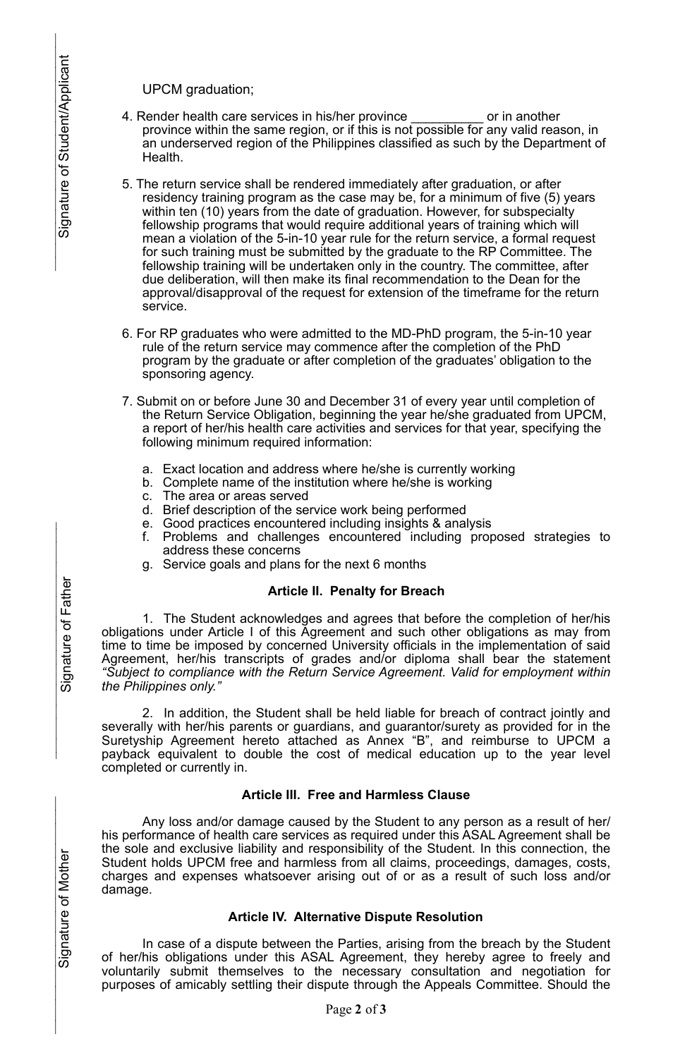UPCM graduation;

4. Render health care services in his/her province __________ or in another province within the same region, or if this is not possible for any valid reason, in an underserved region of the Philippines classified as such by the Department of Health.

5. The return service shall be rendered immediately after graduation, or after residency training program as the case may be, for a minimum of five (5) years within ten (10) years from the date of graduation. However, for subspecialty fellowship programs that would require additional years of training which will mean a violation of the 5-in-10 year rule for the return service, a formal request for such training must be submitted by the graduate to the RP Committee. The fellowship training will be undertaken only in the country. The committee, after due deliberation, will then make its final recommendation to the Dean for the approval/disapproval of the request for extension of the timeframe for the return service.

6. For RP graduates who were admitted to the MD-PhD program, the 5-in-10 year rule of the return service may commence after the completion of the PhD program by the graduate or after completion of the graduates' obligation to the sponsoring agency.

7. Submit on or before June 30 and December 31 of every year until completion of the Return Service Obligation, beginning the year he/she graduated from UPCM, a report of her/his health care activities and services for that year, specifying the following minimum required information:

   a. Exact location and address where he/she is currently working
   b. Complete name of the institution where he/she is working
   c. The area or areas served
   d. Brief description of the service work being performed
   e. Good practices encountered including insights & analysis
   f. Problems and challenges encountered including proposed strategies to address these concerns
   g. Service goals and plans for the next 6 months

### Article II. Penalty for Breach

1. The Student acknowledges and agrees that before the completion of her/his obligations under Article I of this Agreement and such other obligations as may from time to time be imposed by concerned University officials in the implementation of said Agreement, her/his transcripts of grades and/or diploma shall bear the statement *"Subject to compliance with the Return Service Agreement. Valid for employment within the Philippines only."*

2. In addition, the Student shall be held liable for breach of contract jointly and severally with her/his parents or guardians, and guarantor/surety as provided for in the Suretyship Agreement hereto attached as Annex "B", and reimburse to UPCM a payback equivalent to double the cost of medical education up to the year level completed or currently in.

### Article III. Free and Harmless Clause

Any loss and/or damage caused by the Student to any person as a result of her/his performance of health care services as required under this ASAL Agreement shall be the sole and exclusive liability and responsibility of the Student. In this connection, the Student holds UPCM free and harmless from all claims, proceedings, damages, costs, charges and expenses whatsoever arising out of or as a result of such loss and/or damage.

### Article IV. Alternative Dispute Resolution

In case of a dispute between the Parties, arising from the breach by the Student of her/his obligations under this ASAL Agreement, they hereby agree to freely and voluntarily submit themselves to the necessary consultation and negotiation for purposes of amicably settling their dispute through the Appeals Committee. Should the

Signature of Student/Applicant

Signature of Father

Signature of Mother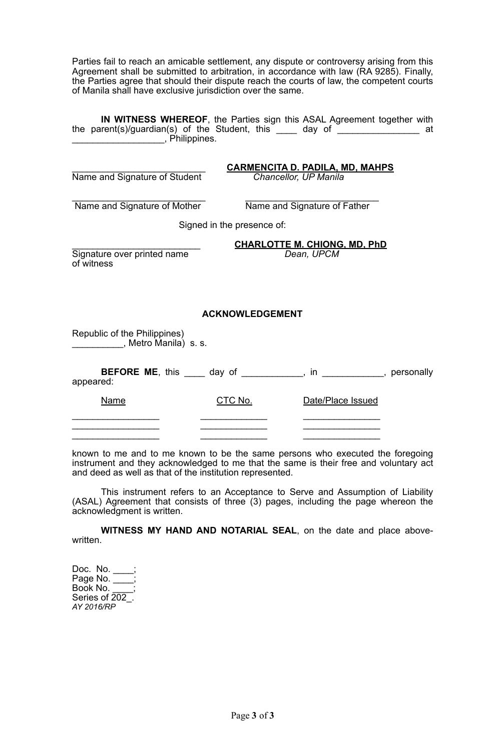Parties fail to reach an amicable settlement, any dispute or controversy arising from this Agreement shall be submitted to arbitration, in accordance with law (RA 9285). Finally, the Parties agree that should their dispute reach the courts of law, the competent courts of Manila shall have exclusive jurisdiction over the same.

**IN WITNESS WHEREOF**, the Parties sign this ASAL Agreement together with the parent(s)/guardian(s) of the Student, this ____ day of ________________ at __________________, Philippines.

| | |
|---|---|
| ___________________________ | **CARMENCITA D. PADILA, MD, MAHPS** |
| Name and Signature of Student | *Chancellor, UP Manila* |
| ___________________________ | ___________________________ |
| Name and Signature of Mother | Name and Signature of Father |

Signed in the presence of:

| | |
|---|---|
| __________________________ | **CHARLOTTE M. CHIONG, MD, PhD** |
| Signature over printed name of witness | *Dean, UPCM* |

**ACKNOWLEDGEMENT**

Republic of the Philippines)
__________, Metro Manila) s. s.

**BEFORE ME**, this ____ day of ____________, in ____________, personally appeared:

| Name | CTC No. | Date/Place Issued |
|---|---|---|
| _________________ | _____________ | _______________ |
| _________________ | _____________ | _______________ |
| _________________ | _____________ | _______________ |

known to me and to me known to be the same persons who executed the foregoing instrument and they acknowledged to me that the same is their free and voluntary act and deed as well as that of the institution represented.

This instrument refers to an Acceptance to Serve and Assumption of Liability (ASAL) Agreement that consists of three (3) pages, including the page whereon the acknowledgment is written.

**WITNESS MY HAND AND NOTARIAL SEAL**, on the date and place above-written.

Doc. No. ____;
Page No. ____;
Book No. ____;
Series of 202_.
*AY 2016/RP*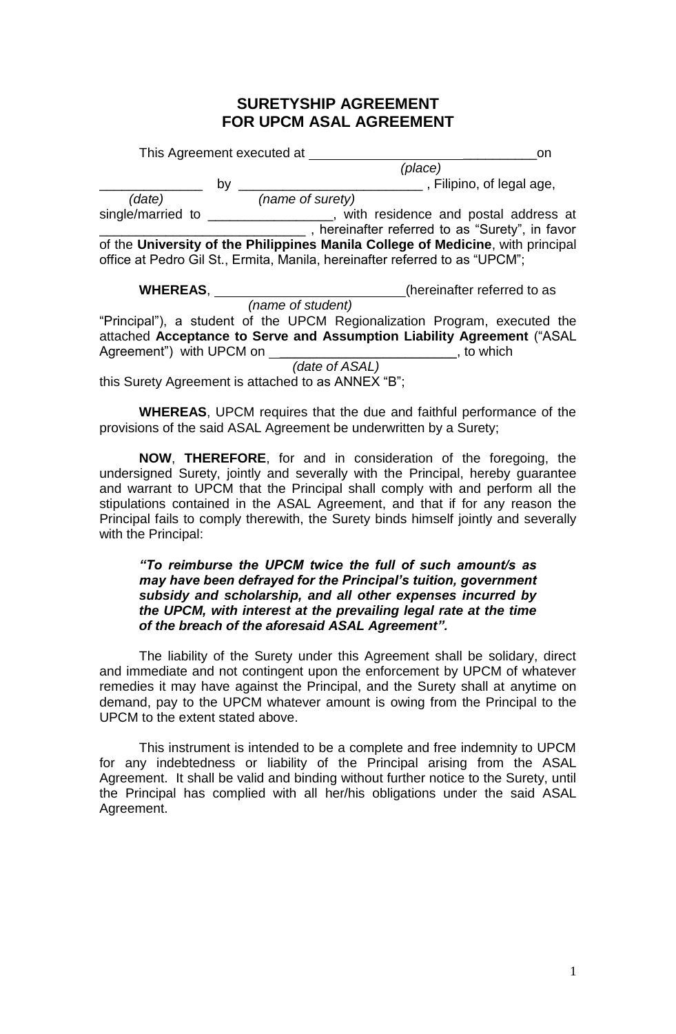# SURETYSHIP AGREEMENT
# FOR UPCM ASAL AGREEMENT

This Agreement executed at ___________________________________on
*(place)*
______________ by _________________________ , Filipino, of legal age,
*(date)* *(name of surety)*
single/married to _________________, with residence and postal address at ____________________________ , hereinafter referred to as "Surety", in favor of the **University of the Philippines Manila College of Medicine**, with principal office at Pedro Gil St., Ermita, Manila, hereinafter referred to as "UPCM";

**WHEREAS**, __________________________(hereinafter referred to as
*(name of student)*
"Principal"), a student of the UPCM Regionalization Program, executed the attached **Acceptance to Serve and Assumption Liability Agreement** ("ASAL Agreement") with UPCM on _________________________, to which
*(date of ASAL)*
this Surety Agreement is attached to as ANNEX "B";

**WHEREAS**, UPCM requires that the due and faithful performance of the provisions of the said ASAL Agreement be underwritten by a Surety;

**NOW**, **THEREFORE**, for and in consideration of the foregoing, the undersigned Surety, jointly and severally with the Principal, hereby guarantee and warrant to UPCM that the Principal shall comply with and perform all the stipulations contained in the ASAL Agreement, and that if for any reason the Principal fails to comply therewith, the Surety binds himself jointly and severally with the Principal:

> ***"To reimburse the UPCM twice the full of such amount/s as may have been defrayed for the Principal's tuition, government subsidy and scholarship, and all other expenses incurred by the UPCM, with interest at the prevailing legal rate at the time of the breach of the aforesaid ASAL Agreement".***

The liability of the Surety under this Agreement shall be solidary, direct and immediate and not contingent upon the enforcement by UPCM of whatever remedies it may have against the Principal, and the Surety shall at anytime on demand, pay to the UPCM whatever amount is owing from the Principal to the UPCM to the extent stated above.

This instrument is intended to be a complete and free indemnity to UPCM for any indebtedness or liability of the Principal arising from the ASAL Agreement. It shall be valid and binding without further notice to the Surety, until the Principal has complied with all her/his obligations under the said ASAL Agreement.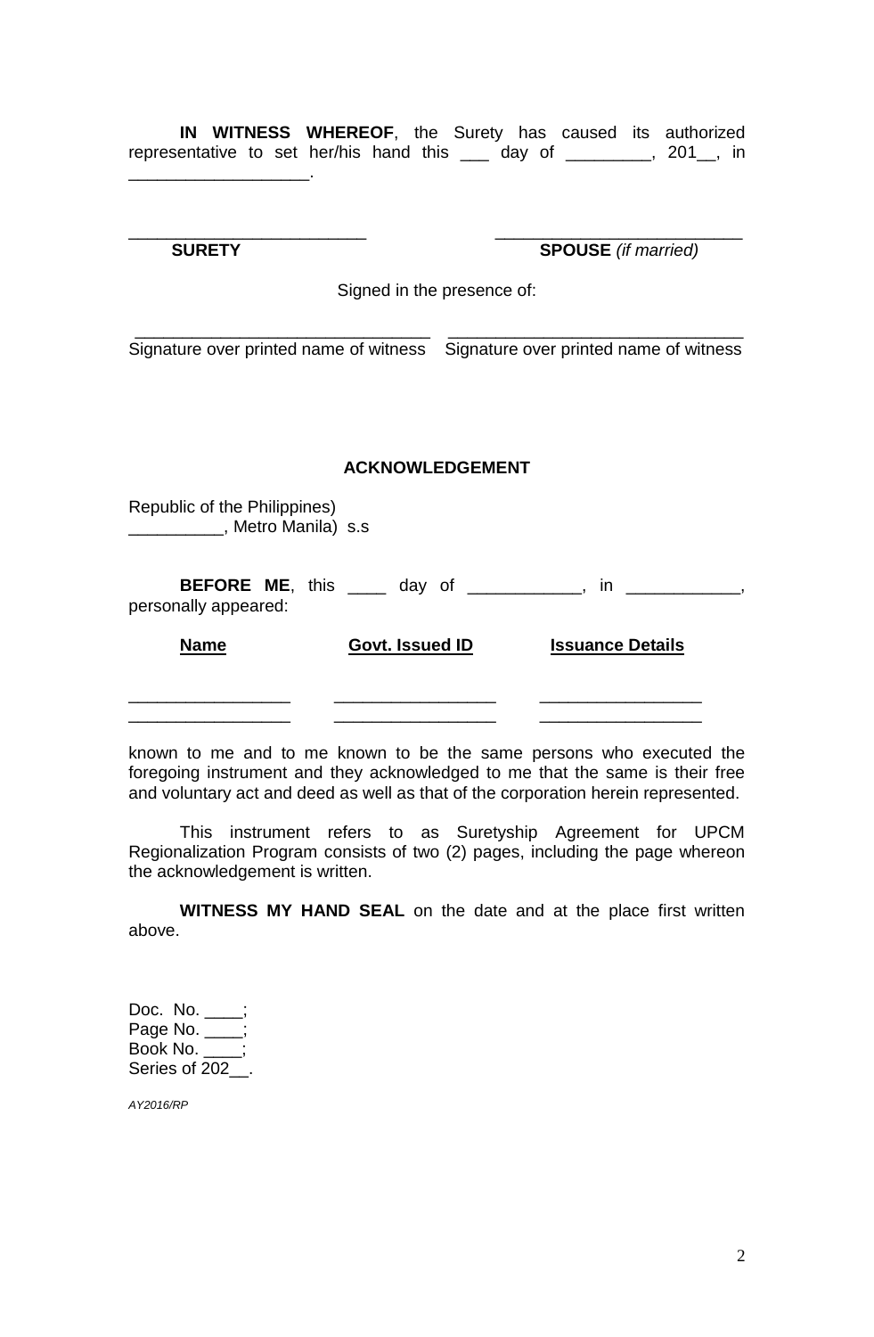**IN WITNESS WHEREOF**, the Surety has caused its authorized representative to set her/his hand this ___ day of _________, 201__, in ___________________.

| | |
|---|---|
| _________________________ | _________________________ |
| **SURETY** | **SPOUSE** *(if married)* |

Signed in the presence of:

| | |
|---|---|
| _______________________________ | _______________________________ |
| Signature over printed name of witness | Signature over printed name of witness |

**ACKNOWLEDGEMENT**

Republic of the Philippines)
__________, Metro Manila) s.s

**BEFORE ME**, this ____ day of ____________, in ____________, personally appeared:

| **Name** | **Govt. Issued ID** | **Issuance Details** |
|---|---|---|
| _________________ | _________________ | _________________ |
| _________________ | _________________ | _________________ |

known to me and to me known to be the same persons who executed the foregoing instrument and they acknowledged to me that the same is their free and voluntary act and deed as well as that of the corporation herein represented.

This instrument refers to as Suretyship Agreement for UPCM Regionalization Program consists of two (2) pages, including the page whereon the acknowledgement is written.

**WITNESS MY HAND SEAL** on the date and at the place first written above.

Doc. No. ____;
Page No. ____;
Book No. ____;
Series of 202__.

*AY2016/RP*